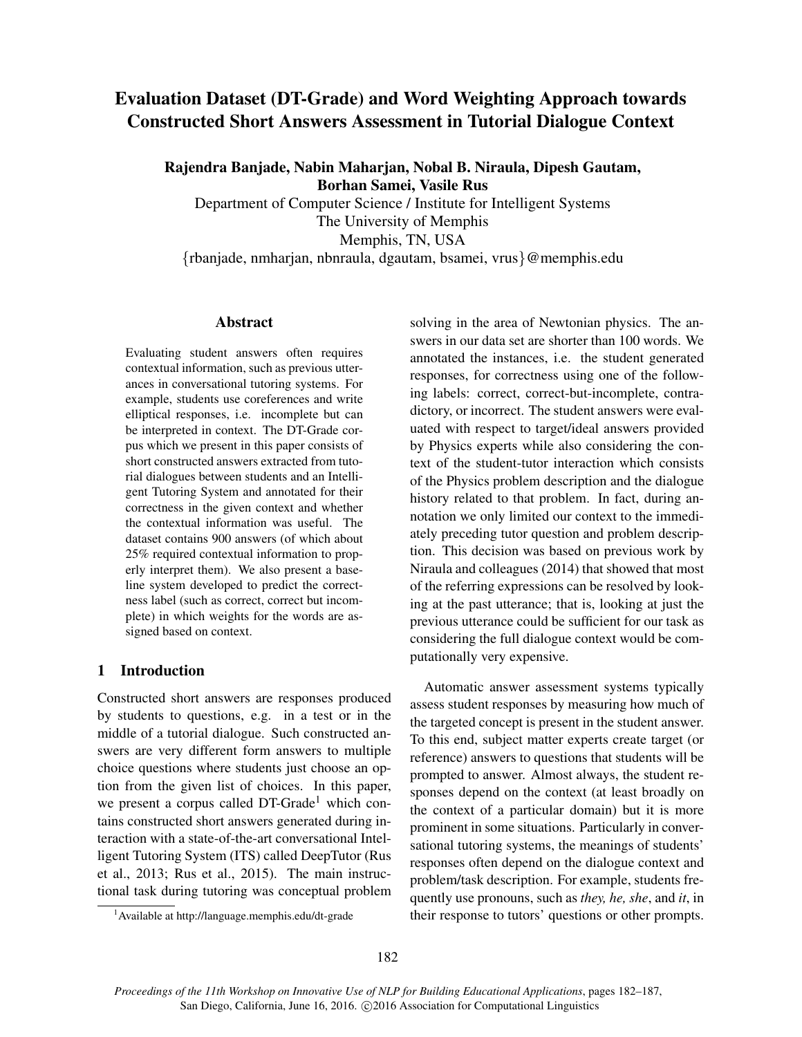# Evaluation Dataset (DT-Grade) and Word Weighting Approach towards Constructed Short Answers Assessment in Tutorial Dialogue Context

**Rajendra Banjade, Nabin Maharjan, Nobal B. Niraula, Dipesh Gautam, Borhan Samei, Vasile Rus**

Department of Computer Science / Institute for Intelligent Systems
The University of Memphis
Memphis, TN, USA
{rbanjade, nmharjan, nbnraula, dgautam, bsamei, vrus}@memphis.edu

## Abstract

Evaluating student answers often requires contextual information, such as previous utterances in conversational tutoring systems. For example, students use coreferences and write elliptical responses, i.e. incomplete but can be interpreted in context. The DT-Grade corpus which we present in this paper consists of short constructed answers extracted from tutorial dialogues between students and an Intelligent Tutoring System and annotated for their correctness in the given context and whether the contextual information was useful. The dataset contains 900 answers (of which about 25% required contextual information to properly interpret them). We also present a baseline system developed to predict the correctness label (such as correct, correct but incomplete) in which weights for the words are assigned based on context.

## 1 Introduction

Constructed short answers are responses produced by students to questions, e.g. in a test or in the middle of a tutorial dialogue. Such constructed answers are very different form answers to multiple choice questions where students just choose an option from the given list of choices. In this paper, we present a corpus called DT-Grade[1] which contains constructed short answers generated during interaction with a state-of-the-art conversational Intelligent Tutoring System (ITS) called DeepTutor (Rus et al., 2013; Rus et al., 2015). The main instructional task during tutoring was conceptual problem solving in the area of Newtonian physics. The answers in our data set are shorter than 100 words. We annotated the instances, i.e. the student generated responses, for correctness using one of the following labels: correct, correct-but-incomplete, contradictory, or incorrect. The student answers were evaluated with respect to target/ideal answers provided by Physics experts while also considering the context of the student-tutor interaction which consists of the Physics problem description and the dialogue history related to that problem. In fact, during annotation we only limited our context to the immediately preceding tutor question and problem description. This decision was based on previous work by Niraula and colleagues (2014) that showed that most of the referring expressions can be resolved by looking at the past utterance; that is, looking at just the previous utterance could be sufficient for our task as considering the full dialogue context would be computationally very expensive.

Automatic answer assessment systems typically assess student responses by measuring how much of the targeted concept is present in the student answer. To this end, subject matter experts create target (or reference) answers to questions that students will be prompted to answer. Almost always, the student responses depend on the context (at least broadly on the context of a particular domain) but it is more prominent in some situations. Particularly in conversational tutoring systems, the meanings of students' responses often depend on the dialogue context and problem/task description. For example, students frequently use pronouns, such as *they, he, she*, and *it*, in their response to tutors' questions or other prompts.

[1] Available at http://language.memphis.edu/dt-grade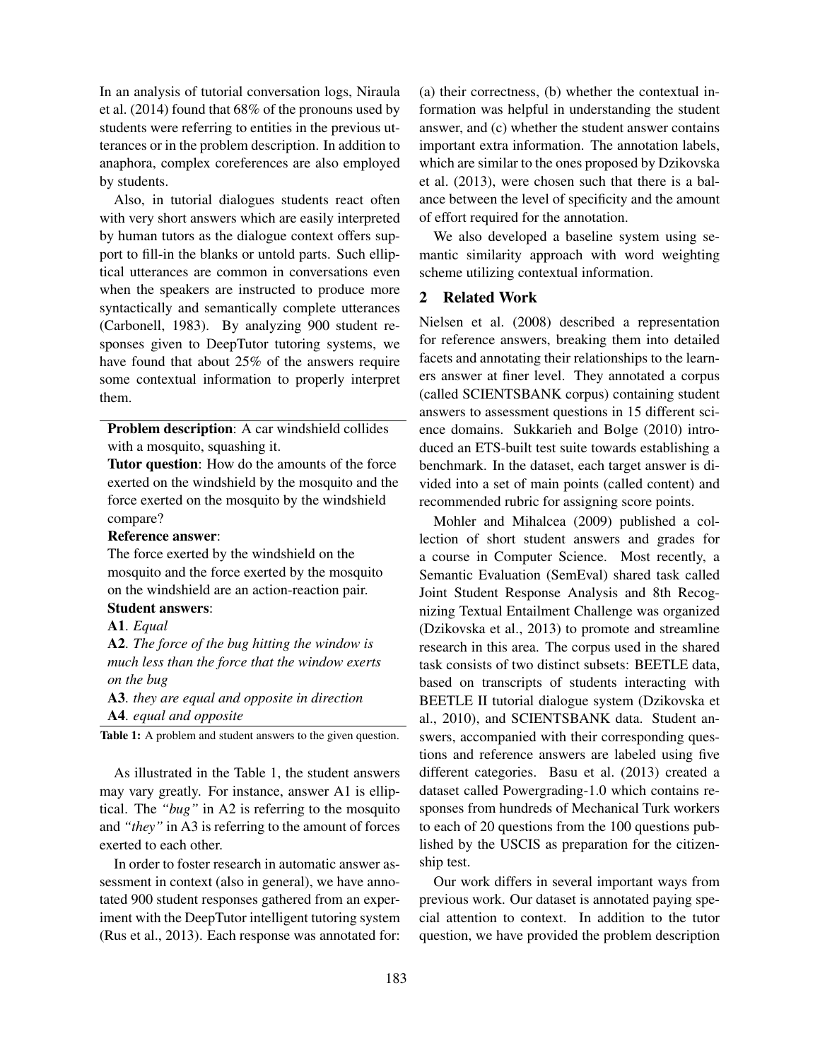In an analysis of tutorial conversation logs, Niraula et al. (2014) found that 68% of the pronouns used by students were referring to entities in the previous utterances or in the problem description. In addition to anaphora, complex coreferences are also employed by students.

Also, in tutorial dialogues students react often with very short answers which are easily interpreted by human tutors as the dialogue context offers support to fill-in the blanks or untold parts. Such elliptical utterances are common in conversations even when the speakers are instructed to produce more syntactically and semantically complete utterances (Carbonell, 1983). By analyzing 900 student responses given to DeepTutor tutoring systems, we have found that about 25% of the answers require some contextual information to properly interpret them.

**Problem description**: A car windshield collides with a mosquito, squashing it.
**Tutor question**: How do the amounts of the force exerted on the windshield by the mosquito and the force exerted on the mosquito by the windshield compare?
**Reference answer**:
The force exerted by the windshield on the mosquito and the force exerted by the mosquito on the windshield are an action-reaction pair.
**Student answers**:
**A1**. *Equal*
**A2**. *The force of the bug hitting the window is much less than the force that the window exerts on the bug*
**A3**. *they are equal and opposite in direction*
**A4**. *equal and opposite*

**Table 1:** A problem and student answers to the given question.

As illustrated in the Table 1, the student answers may vary greatly. For instance, answer A1 is elliptical. The *"bug"* in A2 is referring to the mosquito and *"they"* in A3 is referring to the amount of forces exerted to each other.

In order to foster research in automatic answer assessment in context (also in general), we have annotated 900 student responses gathered from an experiment with the DeepTutor intelligent tutoring system (Rus et al., 2013). Each response was annotated for: (a) their correctness, (b) whether the contextual information was helpful in understanding the student answer, and (c) whether the student answer contains important extra information. The annotation labels, which are similar to the ones proposed by Dzikovska et al. (2013), were chosen such that there is a balance between the level of specificity and the amount of effort required for the annotation.

We also developed a baseline system using semantic similarity approach with word weighting scheme utilizing contextual information.

## 2 Related Work

Nielsen et al. (2008) described a representation for reference answers, breaking them into detailed facets and annotating their relationships to the learners answer at finer level. They annotated a corpus (called SCIENTSBANK corpus) containing student answers to assessment questions in 15 different science domains. Sukkarieh and Bolge (2010) introduced an ETS-built test suite towards establishing a benchmark. In the dataset, each target answer is divided into a set of main points (called content) and recommended rubric for assigning score points.

Mohler and Mihalcea (2009) published a collection of short student answers and grades for a course in Computer Science. Most recently, a Semantic Evaluation (SemEval) shared task called Joint Student Response Analysis and 8th Recognizing Textual Entailment Challenge was organized (Dzikovska et al., 2013) to promote and streamline research in this area. The corpus used in the shared task consists of two distinct subsets: BEETLE data, based on transcripts of students interacting with BEETLE II tutorial dialogue system (Dzikovska et al., 2010), and SCIENTSBANK data. Student answers, accompanied with their corresponding questions and reference answers are labeled using five different categories. Basu et al. (2013) created a dataset called Powergrading-1.0 which contains responses from hundreds of Mechanical Turk workers to each of 20 questions from the 100 questions published by the USCIS as preparation for the citizenship test.

Our work differs in several important ways from previous work. Our dataset is annotated paying special attention to context. In addition to the tutor question, we have provided the problem description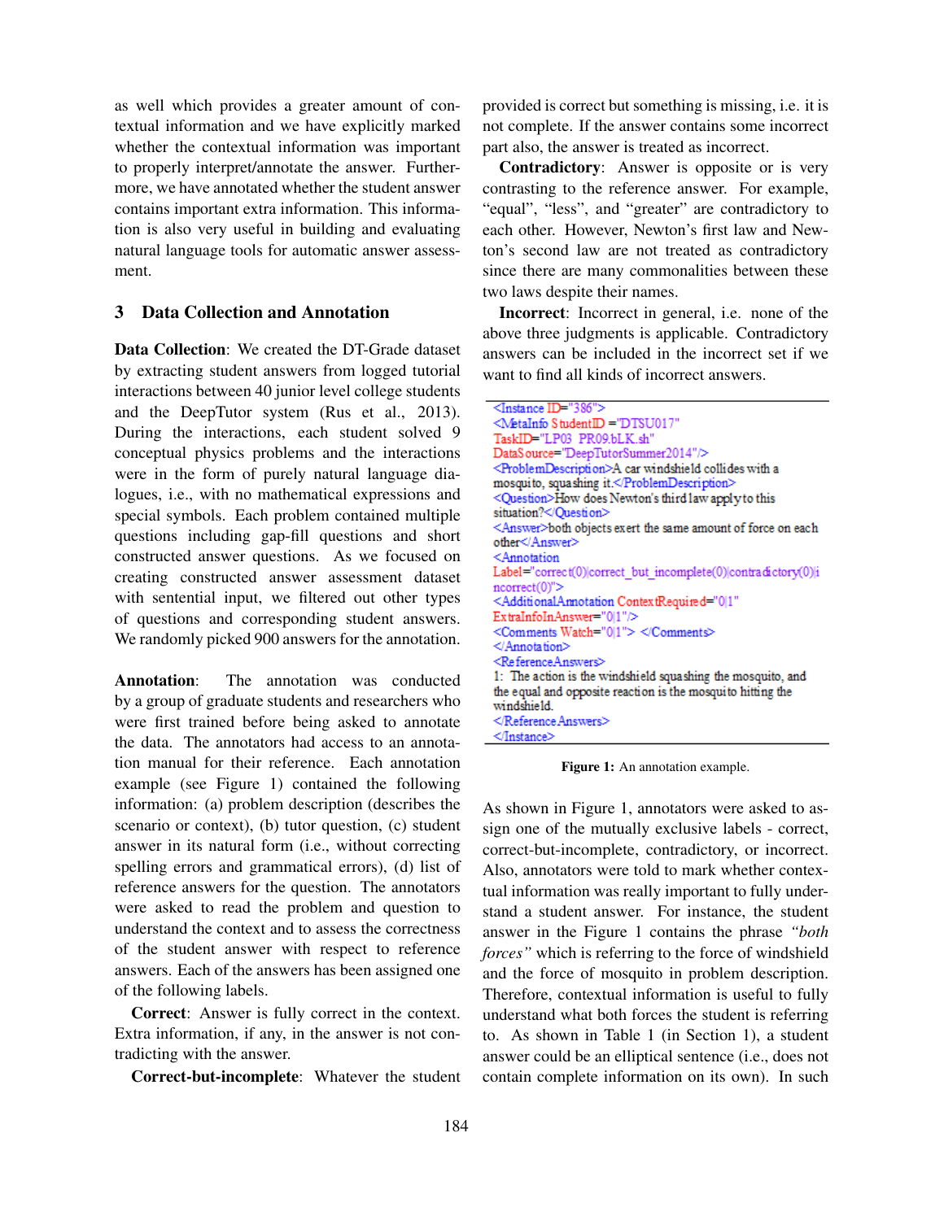as well which provides a greater amount of contextual information and we have explicitly marked whether the contextual information was important to properly interpret/annotate the answer. Furthermore, we have annotated whether the student answer contains important extra information. This information is also very useful in building and evaluating natural language tools for automatic answer assessment.

## 3 Data Collection and Annotation

**Data Collection**: We created the DT-Grade dataset by extracting student answers from logged tutorial interactions between 40 junior level college students and the DeepTutor system (Rus et al., 2013). During the interactions, each student solved 9 conceptual physics problems and the interactions were in the form of purely natural language dialogues, i.e., with no mathematical expressions and special symbols. Each problem contained multiple questions including gap-fill questions and short constructed answer questions. As we focused on creating constructed answer assessment dataset with sentential input, we filtered out other types of questions and corresponding student answers. We randomly picked 900 answers for the annotation.

**Annotation**: The annotation was conducted by a group of graduate students and researchers who were first trained before being asked to annotate the data. The annotators had access to an annotation manual for their reference. Each annotation example (see Figure 1) contained the following information: (a) problem description (describes the scenario or context), (b) tutor question, (c) student answer in its natural form (i.e., without correcting spelling errors and grammatical errors), (d) list of reference answers for the question. The annotators were asked to read the problem and question to understand the context and to assess the correctness of the student answer with respect to reference answers. Each of the answers has been assigned one of the following labels.

**Correct**: Answer is fully correct in the context. Extra information, if any, in the answer is not contradicting with the answer.

**Correct-but-incomplete**: Whatever the student provided is correct but something is missing, i.e. it is not complete. If the answer contains some incorrect part also, the answer is treated as incorrect.

**Contradictory**: Answer is opposite or is very contrasting to the reference answer. For example, "equal", "less", and "greater" are contradictory to each other. However, Newton's first law and Newton's second law are not treated as contradictory since there are many commonalities between these two laws despite their names.

**Incorrect**: Incorrect in general, i.e. none of the above three judgments is applicable. Contradictory answers can be included in the incorrect set if we want to find all kinds of incorrect answers.

```
<Instance ID="386">
<MetaInfo StudentID ="DTSU017"
TaskID="LP03_PR09.bLK.sh"
DataSource="DeepTutorSummer2014"/>
<ProblemDescription>A car windshield collides with a
mosquito, squashing it.</ProblemDescription>
<Question>How does Newton's third law apply to this
situation?</Question>
<Answer>both objects exert the same amount of force on each
other</Answer>
<Annotation
Label="correct(0)|correct_but_incomplete(0)|contradictory(0)|i
ncorrect(0)">
<AdditionalAnnotation ContextRequired="0|1"
ExtraInfoInAnswer="0|1"/>
<Comments Watch="0|1"> </Comments>
</Annotation>
<ReferenceAnswers>
1: The action is the windshield squashing the mosquito, and
the equal and opposite reaction is the mosquito hitting the
windshield.
</ReferenceAnswers>
</Instance>
```

**Figure 1:** An annotation example.

As shown in Figure 1, annotators were asked to assign one of the mutually exclusive labels - correct, correct-but-incomplete, contradictory, or incorrect. Also, annotators were told to mark whether contextual information was really important to fully understand a student answer. For instance, the student answer in the Figure 1 contains the phrase *"both forces"* which is referring to the force of windshield and the force of mosquito in problem description. Therefore, contextual information is useful to fully understand what both forces the student is referring to. As shown in Table 1 (in Section 1), a student answer could be an elliptical sentence (i.e., does not contain complete information on its own). In such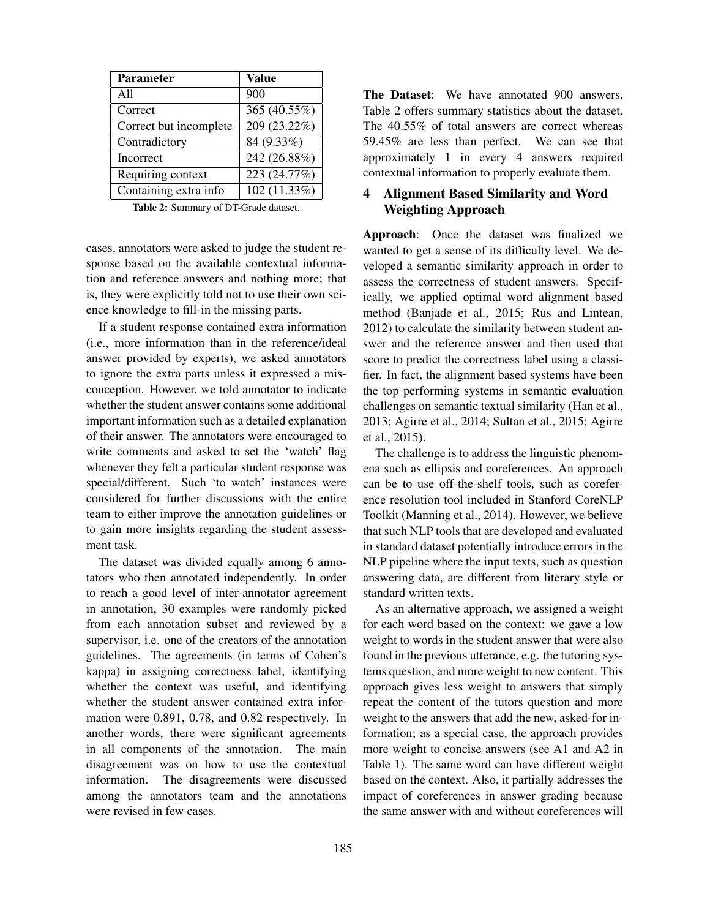| Parameter | Value |
| --- | --- |
| All | 900 |
| Correct | 365 (40.55%) |
| Correct but incomplete | 209 (23.22%) |
| Contradictory | 84 (9.33%) |
| Incorrect | 242 (26.88%) |
| Requiring context | 223 (24.77%) |
| Containing extra info | 102 (11.33%) |

**Table 2:** Summary of DT-Grade dataset.

cases, annotators were asked to judge the student response based on the available contextual information and reference answers and nothing more; that is, they were explicitly told not to use their own science knowledge to fill-in the missing parts.

If a student response contained extra information (i.e., more information than in the reference/ideal answer provided by experts), we asked annotators to ignore the extra parts unless it expressed a misconception. However, we told annotator to indicate whether the student answer contains some additional important information such as a detailed explanation of their answer. The annotators were encouraged to write comments and asked to set the 'watch' flag whenever they felt a particular student response was special/different. Such 'to watch' instances were considered for further discussions with the entire team to either improve the annotation guidelines or to gain more insights regarding the student assessment task.

The dataset was divided equally among 6 annotators who then annotated independently. In order to reach a good level of inter-annotator agreement in annotation, 30 examples were randomly picked from each annotation subset and reviewed by a supervisor, i.e. one of the creators of the annotation guidelines. The agreements (in terms of Cohen's kappa) in assigning correctness label, identifying whether the context was useful, and identifying whether the student answer contained extra information were 0.891, 0.78, and 0.82 respectively. In another words, there were significant agreements in all components of the annotation. The main disagreement was on how to use the contextual information. The disagreements were discussed among the annotators team and the annotations were revised in few cases.

**The Dataset**: We have annotated 900 answers. Table 2 offers summary statistics about the dataset. The 40.55% of total answers are correct whereas 59.45% are less than perfect. We can see that approximately 1 in every 4 answers required contextual information to properly evaluate them.

## 4 Alignment Based Similarity and Word Weighting Approach

**Approach**: Once the dataset was finalized we wanted to get a sense of its difficulty level. We developed a semantic similarity approach in order to assess the correctness of student answers. Specifically, we applied optimal word alignment based method (Banjade et al., 2015; Rus and Lintean, 2012) to calculate the similarity between student answer and the reference answer and then used that score to predict the correctness label using a classifier. In fact, the alignment based systems have been the top performing systems in semantic evaluation challenges on semantic textual similarity (Han et al., 2013; Agirre et al., 2014; Sultan et al., 2015; Agirre et al., 2015).

The challenge is to address the linguistic phenomena such as ellipsis and coreferences. An approach can be to use off-the-shelf tools, such as coreference resolution tool included in Stanford CoreNLP Toolkit (Manning et al., 2014). However, we believe that such NLP tools that are developed and evaluated in standard dataset potentially introduce errors in the NLP pipeline where the input texts, such as question answering data, are different from literary style or standard written texts.

As an alternative approach, we assigned a weight for each word based on the context: we gave a low weight to words in the student answer that were also found in the previous utterance, e.g. the tutoring systems question, and more weight to new content. This approach gives less weight to answers that simply repeat the content of the tutors question and more weight to the answers that add the new, asked-for information; as a special case, the approach provides more weight to concise answers (see A1 and A2 in Table 1). The same word can have different weight based on the context. Also, it partially addresses the impact of coreferences in answer grading because the same answer with and without coreferences will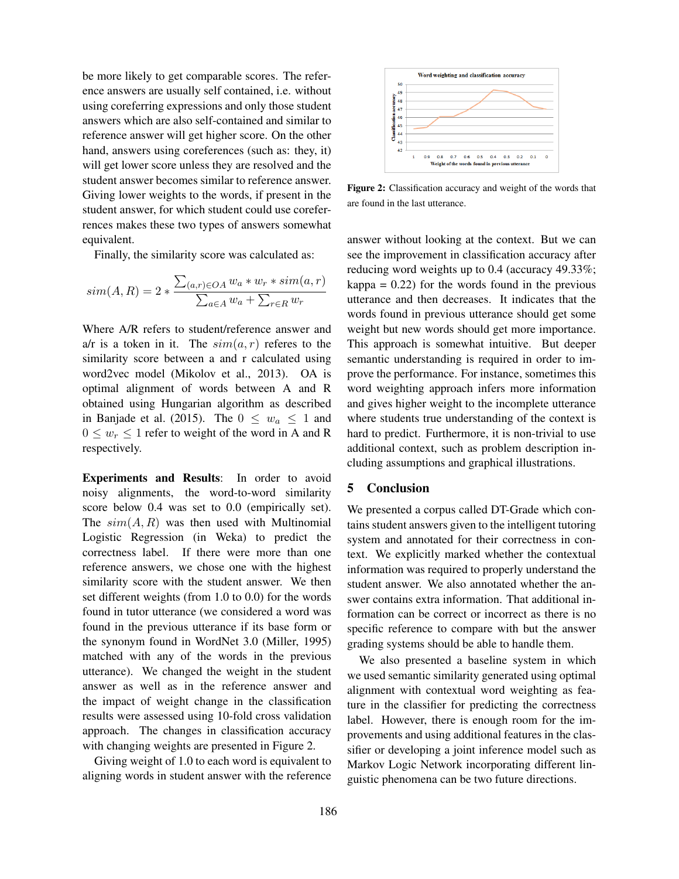be more likely to get comparable scores. The reference answers are usually self contained, i.e. without using coreferring expressions and only those student answers which are also self-contained and similar to reference answer will get higher score. On the other hand, answers using coreferences (such as: they, it) will get lower score unless they are resolved and the student answer becomes similar to reference answer. Giving lower weights to the words, if present in the student answer, for which student could use coreferences makes these two types of answers somewhat equivalent.

Finally, the similarity score was calculated as:

$$sim(A, R) = 2 * \frac{\sum_{(a,r) \in OA} w_a * w_r * sim(a, r)}{\sum_{a \in A} w_a + \sum_{r \in R} w_r}$$

Where A/R refers to student/reference answer and a/r is a token in it. The $sim(a, r)$ referes to the similarity score between a and r calculated using word2vec model (Mikolov et al., 2013). OA is optimal alignment of words between A and R obtained using Hungarian algorithm as described in Banjade et al. (2015). The $0 \leq w_a \leq 1$ and $0 \leq w_r \leq 1$ refer to weight of the word in A and R respectively.

**Experiments and Results**: In order to avoid noisy alignments, the word-to-word similarity score below 0.4 was set to 0.0 (empirically set). The $sim(A, R)$ was then used with Multinomial Logistic Regression (in Weka) to predict the correctness label. If there were more than one reference answers, we chose one with the highest similarity score with the student answer. We then set different weights (from 1.0 to 0.0) for the words found in tutor utterance (we considered a word was found in the previous utterance if its base form or the synonym found in WordNet 3.0 (Miller, 1995) matched with any of the words in the previous utterance). We changed the weight in the student answer as well as in the reference answer and the impact of weight change in the classification results were assessed using 10-fold cross validation approach. The changes in classification accuracy with changing weights are presented in Figure 2.

Giving weight of 1.0 to each word is equivalent to aligning words in student answer with the reference answer without looking at the context. But we can see the improvement in classification accuracy after reducing word weights up to 0.4 (accuracy 49.33%; kappa = 0.22) for the words found in the previous utterance and then decreases. It indicates that the words found in previous utterance should get some weight but new words should get more importance. This approach is somewhat intuitive. But deeper semantic understanding is required in order to improve the performance. For instance, sometimes this word weighting approach infers more information and gives higher weight to the incomplete utterance where students true understanding of the context is hard to predict. Furthermore, it is non-trivial to use additional context, such as problem description including assumptions and graphical illustrations.

**Figure 2:** Classification accuracy and weight of the words that are found in the last utterance.

## 5 Conclusion

We presented a corpus called DT-Grade which contains student answers given to the intelligent tutoring system and annotated for their correctness in context. We explicitly marked whether the contextual information was required to properly understand the student answer. We also annotated whether the answer contains extra information. That additional information can be correct or incorrect as there is no specific reference to compare with but the answer grading systems should be able to handle them.

We also presented a baseline system in which we used semantic similarity generated using optimal alignment with contextual word weighting as feature in the classifier for predicting the correctness label. However, there is enough room for the improvements and using additional features in the classifier or developing a joint inference model such as Markov Logic Network incorporating different linguistic phenomena can be two future directions.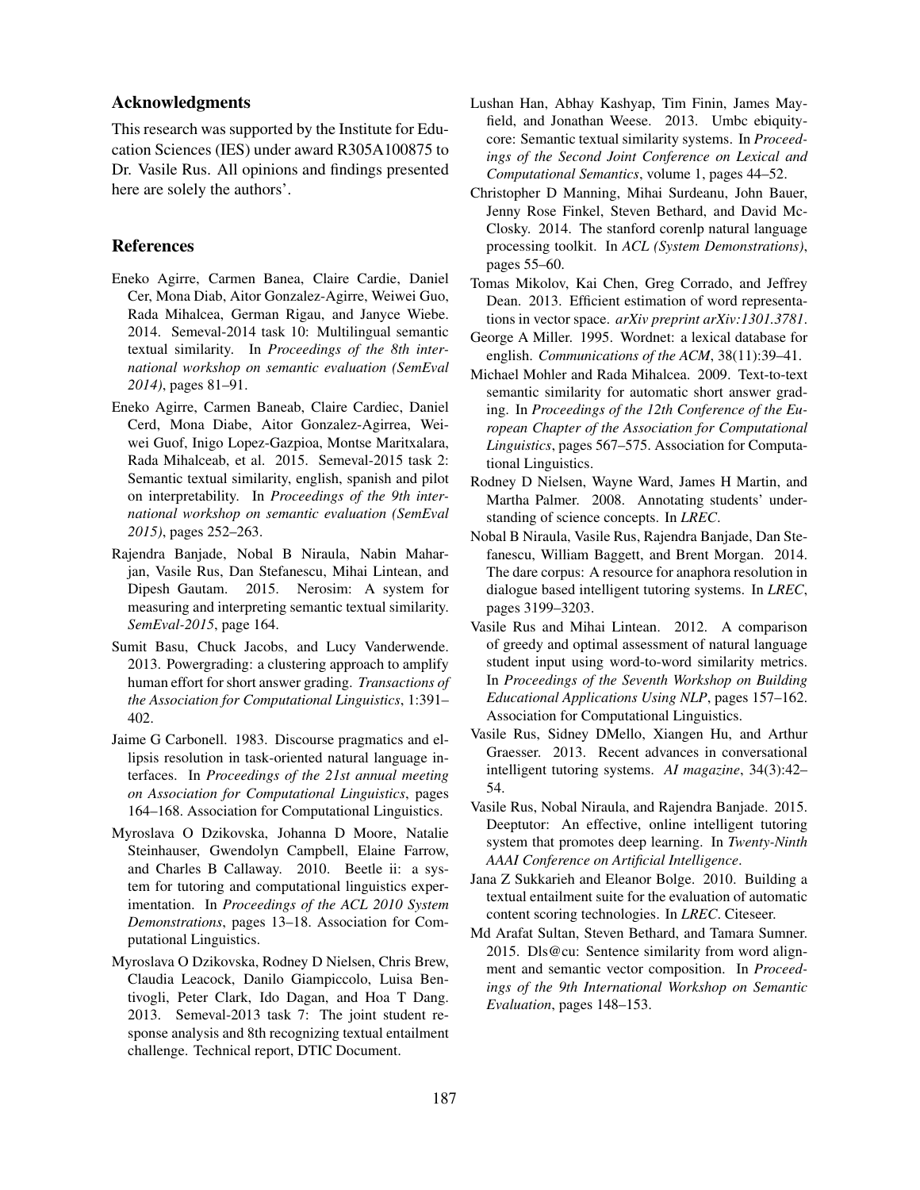## Acknowledgments

This research was supported by the Institute for Education Sciences (IES) under award R305A100875 to Dr. Vasile Rus. All opinions and findings presented here are solely the authors'.

## References

Eneko Agirre, Carmen Banea, Claire Cardie, Daniel Cer, Mona Diab, Aitor Gonzalez-Agirre, Weiwei Guo, Rada Mihalcea, German Rigau, and Janyce Wiebe. 2014. Semeval-2014 task 10: Multilingual semantic textual similarity. In *Proceedings of the 8th international workshop on semantic evaluation (SemEval 2014)*, pages 81–91.

Eneko Agirre, Carmen Baneab, Claire Cardiec, Daniel Cerd, Mona Diabe, Aitor Gonzalez-Agirrea, Weiwei Guof, Inigo Lopez-Gazpioa, Montse Maritxalara, Rada Mihalceab, et al. 2015. Semeval-2015 task 2: Semantic textual similarity, english, spanish and pilot on interpretability. In *Proceedings of the 9th international workshop on semantic evaluation (SemEval 2015)*, pages 252–263.

Rajendra Banjade, Nobal B Niraula, Nabin Maharjan, Vasile Rus, Dan Stefanescu, Mihai Lintean, and Dipesh Gautam. 2015. Nerosim: A system for measuring and interpreting semantic textual similarity. *SemEval-2015*, page 164.

Sumit Basu, Chuck Jacobs, and Lucy Vanderwende. 2013. Powergrading: a clustering approach to amplify human effort for short answer grading. *Transactions of the Association for Computational Linguistics*, 1:391–402.

Jaime G Carbonell. 1983. Discourse pragmatics and ellipsis resolution in task-oriented natural language interfaces. In *Proceedings of the 21st annual meeting on Association for Computational Linguistics*, pages 164–168. Association for Computational Linguistics.

Myroslava O Dzikovska, Johanna D Moore, Natalie Steinhauser, Gwendolyn Campbell, Elaine Farrow, and Charles B Callaway. 2010. Beetle ii: a system for tutoring and computational linguistics experimentation. In *Proceedings of the ACL 2010 System Demonstrations*, pages 13–18. Association for Computational Linguistics.

Myroslava O Dzikovska, Rodney D Nielsen, Chris Brew, Claudia Leacock, Danilo Giampiccolo, Luisa Bentivogli, Peter Clark, Ido Dagan, and Hoa T Dang. 2013. Semeval-2013 task 7: The joint student response analysis and 8th recognizing textual entailment challenge. Technical report, DTIC Document.

Lushan Han, Abhay Kashyap, Tim Finin, James Mayfield, and Jonathan Weese. 2013. Umbc ebiquity-core: Semantic textual similarity systems. In *Proceedings of the Second Joint Conference on Lexical and Computational Semantics*, volume 1, pages 44–52.

Christopher D Manning, Mihai Surdeanu, John Bauer, Jenny Rose Finkel, Steven Bethard, and David McClosky. 2014. The stanford corenlp natural language processing toolkit. In *ACL (System Demonstrations)*, pages 55–60.

Tomas Mikolov, Kai Chen, Greg Corrado, and Jeffrey Dean. 2013. Efficient estimation of word representations in vector space. *arXiv preprint arXiv:1301.3781*.

George A Miller. 1995. Wordnet: a lexical database for english. *Communications of the ACM*, 38(11):39–41.

Michael Mohler and Rada Mihalcea. 2009. Text-to-text semantic similarity for automatic short answer grading. In *Proceedings of the 12th Conference of the European Chapter of the Association for Computational Linguistics*, pages 567–575. Association for Computational Linguistics.

Rodney D Nielsen, Wayne Ward, James H Martin, and Martha Palmer. 2008. Annotating students' understanding of science concepts. In *LREC*.

Nobal B Niraula, Vasile Rus, Rajendra Banjade, Dan Stefanescu, William Baggett, and Brent Morgan. 2014. The dare corpus: A resource for anaphora resolution in dialogue based intelligent tutoring systems. In *LREC*, pages 3199–3203.

Vasile Rus and Mihai Lintean. 2012. A comparison of greedy and optimal assessment of natural language student input using word-to-word similarity metrics. In *Proceedings of the Seventh Workshop on Building Educational Applications Using NLP*, pages 157–162. Association for Computational Linguistics.

Vasile Rus, Sidney DMello, Xiangen Hu, and Arthur Graesser. 2013. Recent advances in conversational intelligent tutoring systems. *AI magazine*, 34(3):42–54.

Vasile Rus, Nobal Niraula, and Rajendra Banjade. 2015. Deeptutor: An effective, online intelligent tutoring system that promotes deep learning. In *Twenty-Ninth AAAI Conference on Artificial Intelligence*.

Jana Z Sukkarieh and Eleanor Bolge. 2010. Building a textual entailment suite for the evaluation of automatic content scoring technologies. In *LREC*. Citeseer.

Md Arafat Sultan, Steven Bethard, and Tamara Sumner. 2015. Dls@cu: Sentence similarity from word alignment and semantic vector composition. In *Proceedings of the 9th International Workshop on Semantic Evaluation*, pages 148–153.